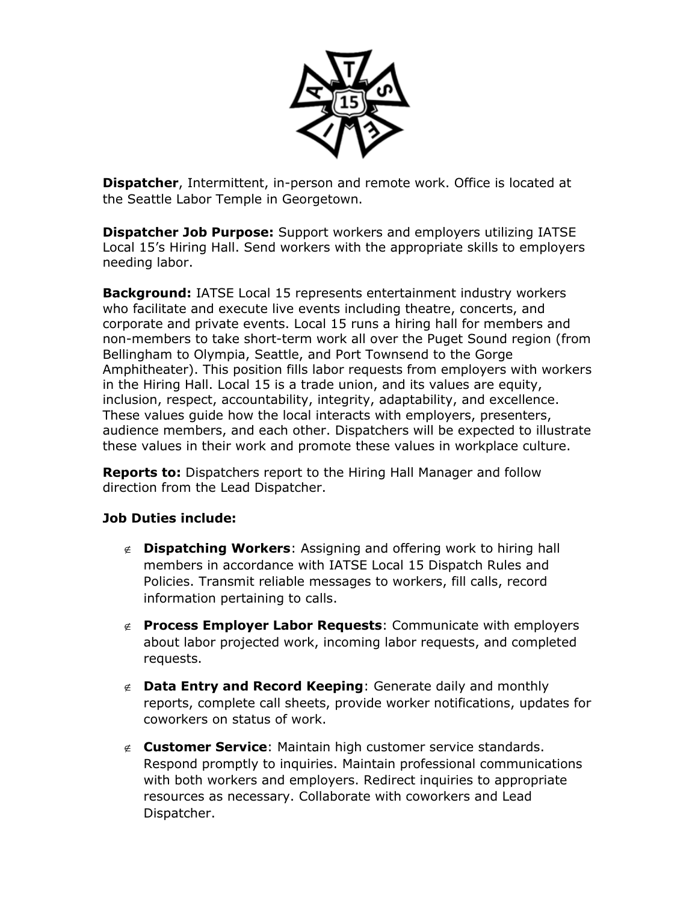**Dispatcher**, Intermittent, in-person and remote work. Office is located at the Seattle Labor Temple in Georgetown.

**Dispatcher Job Purpose:** Support workers and employers utilizing IATSE Local 15's Hiring Hall. Send workers with the appropriate skills to employers needing labor.

**Background:** IATSE Local 15 represents entertainment industry workers who facilitate and execute live events including theatre, concerts, and corporate and private events. Local 15 runs a hiring hall for members and non-members to take short-term work all over the Puget Sound region (from Bellingham to Olympia, Seattle, and Port Townsend to the Gorge Amphitheater). This position fills labor requests from employers with workers in the Hiring Hall. Local 15 is a trade union, and its values are equity, inclusion, respect, accountability, integrity, adaptability, and excellence. These values guide how the local interacts with employers, presenters, audience members, and each other. Dispatchers will be expected to illustrate these values in their work and promote these values in workplace culture.

**Reports to:** Dispatchers report to the Hiring Hall Manager and follow direction from the Lead Dispatcher.

**Job Duties include:**

- **Dispatching Workers**: Assigning and offering work to hiring hall members in accordance with IATSE Local 15 Dispatch Rules and Policies. Transmit reliable messages to workers, fill calls, record information pertaining to calls.
- **Process Employer Labor Requests**: Communicate with employers about labor projected work, incoming labor requests, and completed requests.
- **Data Entry and Record Keeping**: Generate daily and monthly reports, complete call sheets, provide worker notifications, updates for coworkers on status of work.
- **Customer Service**: Maintain high customer service standards. Respond promptly to inquiries. Maintain professional communications with both workers and employers. Redirect inquiries to appropriate resources as necessary. Collaborate with coworkers and Lead Dispatcher.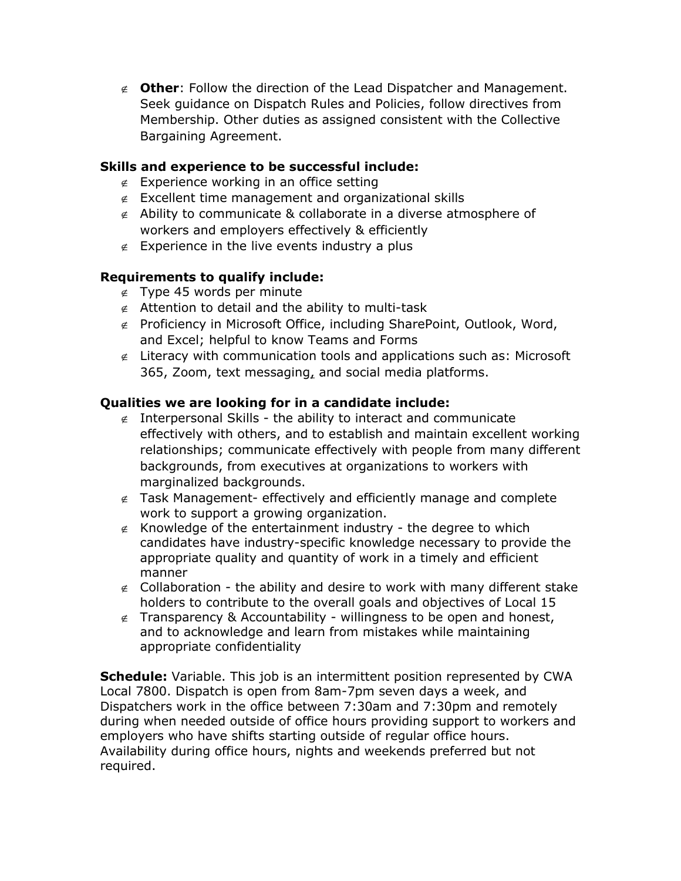- **Other**: Follow the direction of the Lead Dispatcher and Management. Seek guidance on Dispatch Rules and Policies, follow directives from Membership. Other duties as assigned consistent with the Collective Bargaining Agreement.

**Skills and experience to be successful include:**

- Experience working in an office setting
- Excellent time management and organizational skills
- Ability to communicate & collaborate in a diverse atmosphere of workers and employers effectively & efficiently
- Experience in the live events industry a plus

**Requirements to qualify include:**

- Type 45 words per minute
- Attention to detail and the ability to multi-task
- Proficiency in Microsoft Office, including SharePoint, Outlook, Word, and Excel; helpful to know Teams and Forms
- Literacy with communication tools and applications such as: Microsoft 365, Zoom, text messaging, and social media platforms.

**Qualities we are looking for in a candidate include:**

- Interpersonal Skills - the ability to interact and communicate effectively with others, and to establish and maintain excellent working relationships; communicate effectively with people from many different backgrounds, from executives at organizations to workers with marginalized backgrounds.
- Task Management- effectively and efficiently manage and complete work to support a growing organization.
- Knowledge of the entertainment industry - the degree to which candidates have industry-specific knowledge necessary to provide the appropriate quality and quantity of work in a timely and efficient manner
- Collaboration - the ability and desire to work with many different stake holders to contribute to the overall goals and objectives of Local 15
- Transparency & Accountability - willingness to be open and honest, and to acknowledge and learn from mistakes while maintaining appropriate confidentiality

**Schedule:** Variable. This job is an intermittent position represented by CWA Local 7800. Dispatch is open from 8am-7pm seven days a week, and Dispatchers work in the office between 7:30am and 7:30pm and remotely during when needed outside of office hours providing support to workers and employers who have shifts starting outside of regular office hours. Availability during office hours, nights and weekends preferred but not required.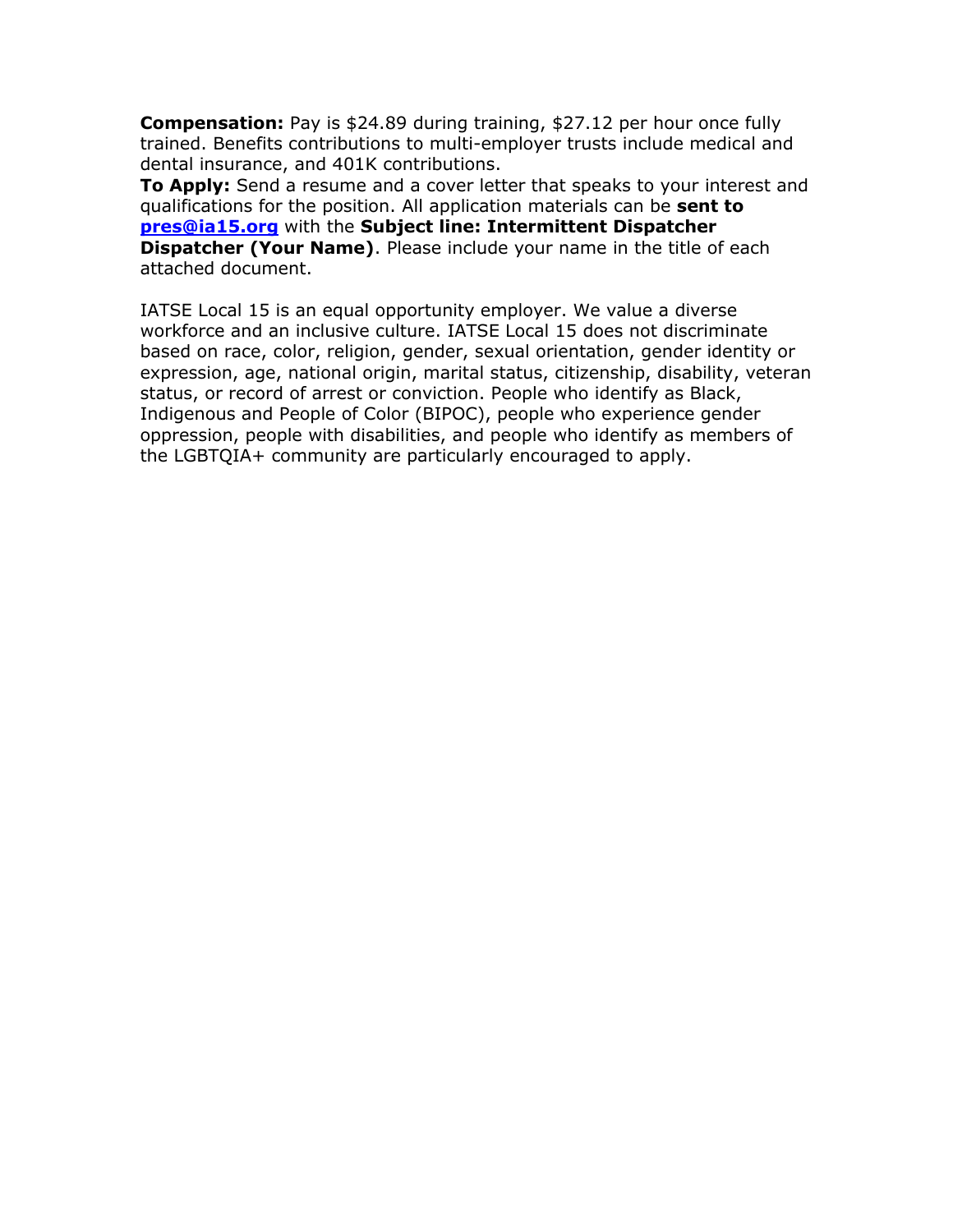**Compensation:** Pay is $24.89 during training, $27.12 per hour once fully trained. Benefits contributions to multi-employer trusts include medical and dental insurance, and 401K contributions.

**To Apply:** Send a resume and a cover letter that speaks to your interest and qualifications for the position. All application materials can be **sent to [pres@ia15.org](mailto:pres@ia15.org)** with the **Subject line: Intermittent Dispatcher Dispatcher (Your Name)**. Please include your name in the title of each attached document.

IATSE Local 15 is an equal opportunity employer. We value a diverse workforce and an inclusive culture. IATSE Local 15 does not discriminate based on race, color, religion, gender, sexual orientation, gender identity or expression, age, national origin, marital status, citizenship, disability, veteran status, or record of arrest or conviction. People who identify as Black, Indigenous and People of Color (BIPOC), people who experience gender oppression, people with disabilities, and people who identify as members of the LGBTQIA+ community are particularly encouraged to apply.